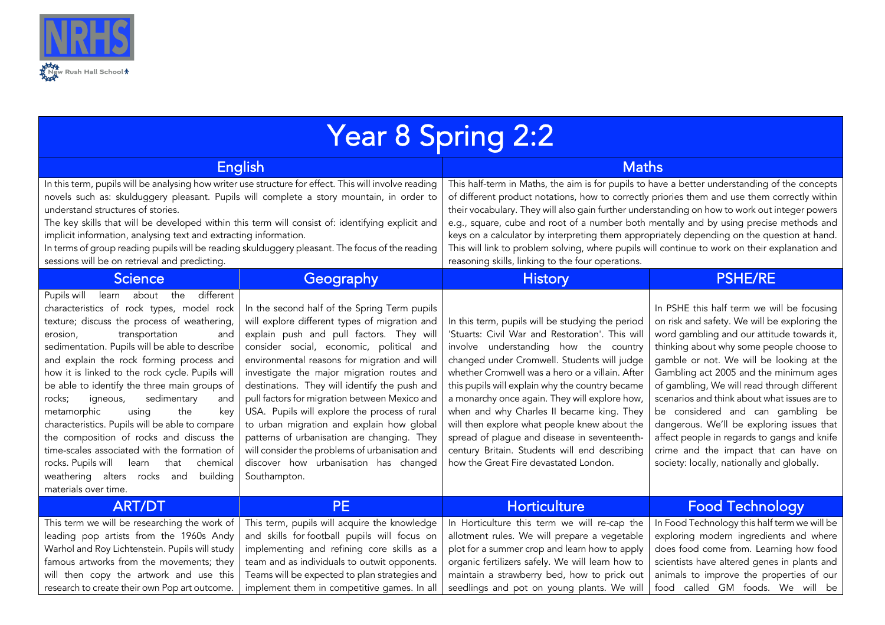NRHS

New Rush Hall School

# Year 8 Spring 2:2

## English

In this term, pupils will be analysing how writer use structure for effect. This will involve reading novels such as: skulduggery pleasant. Pupils will complete a story mountain, in order to understand structures of stories.

The key skills that will be developed within this term will consist of: identifying explicit and implicit information, analysing text and extracting information.

In terms of group reading pupils will be reading skulduggery pleasant. The focus of the reading sessions will be on retrieval and predicting.

## Maths

This half-term in Maths, the aim is for pupils to have a better understanding of the concepts of different product notations, how to correctly priories them and use them correctly within their vocabulary. They will also gain further understanding on how to work out integer powers e.g., square, cube and root of a number both mentally and by using precise methods and keys on a calculator by interpreting them appropriately depending on the question at hand. This will link to problem solving, where pupils will continue to work on their explanation and reasoning skills, linking to the four operations.

## Science

Pupils will learn about the different characteristics of rock types, model rock texture; discuss the process of weathering, erosion, transportation and sedimentation. Pupils will be able to describe and explain the rock forming process and how it is linked to the rock cycle. Pupils will be able to identify the three main groups of rocks; igneous, sedimentary and metamorphic using the key characteristics. Pupils will be able to compare the composition of rocks and discuss the time-scales associated with the formation of rocks. Pupils will learn that chemical weathering alters rocks and building materials over time.

## Geography

In the second half of the Spring Term pupils will explore different types of migration and explain push and pull factors. They will consider social, economic, political and environmental reasons for migration and will investigate the major migration routes and destinations. They will identify the push and pull factors for migration between Mexico and USA. Pupils will explore the process of rural to urban migration and explain how global patterns of urbanisation are changing. They will consider the problems of urbanisation and discover how urbanisation has changed Southampton.

## History

In this term, pupils will be studying the period 'Stuarts: Civil War and Restoration'. This will involve understanding how the country changed under Cromwell. Students will judge whether Cromwell was a hero or a villain. After this pupils will explain why the country became a monarchy once again. They will explore how, when and why Charles II became king. They will then explore what people knew about the spread of plague and disease in seventeenth-century Britain. Students will end describing how the Great Fire devastated London.

## PSHE/RE

In PSHE this half term we will be focusing on risk and safety. We will be exploring the word gambling and our attitude towards it, thinking about why some people choose to gamble or not. We will be looking at the Gambling act 2005 and the minimum ages of gambling, We will read through different scenarios and think about what issues are to be considered and can gambling be dangerous. We'll be exploring issues that affect people in regards to gangs and knife crime and the impact that can have on society: locally, nationally and globally.

## ART/DT

This term we will be researching the work of leading pop artists from the 1960s Andy Warhol and Roy Lichtenstein. Pupils will study famous artworks from the movements; they will then copy the artwork and use this research to create their own Pop art outcome.

## PE

This term, pupils will acquire the knowledge and skills for football pupils will focus on implementing and refining core skills as a team and as individuals to outwit opponents. Teams will be expected to plan strategies and implement them in competitive games. In all

## Horticulture

In Horticulture this term we will re-cap the allotment rules. We will prepare a vegetable plot for a summer crop and learn how to apply organic fertilizers safely. We will learn how to maintain a strawberry bed, how to prick out seedlings and pot on young plants. We will

## Food Technology

In Food Technology this half term we will be exploring modern ingredients and where does food come from. Learning how food scientists have altered genes in plants and animals to improve the properties of our food called GM foods. We will be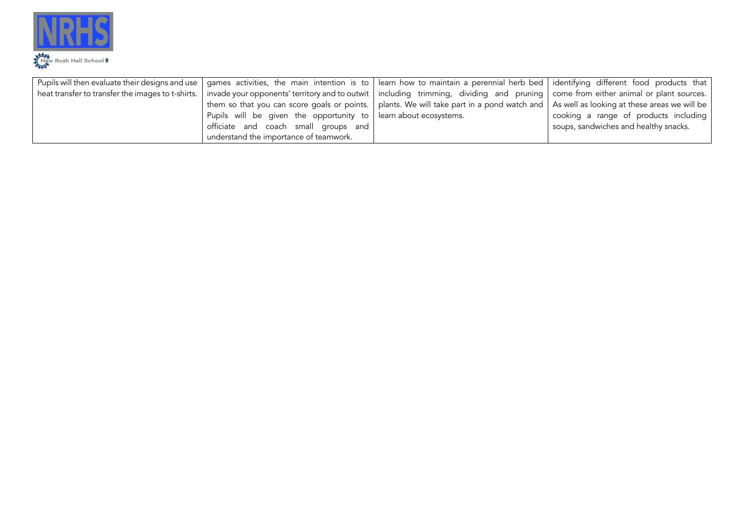| | | | |
|---|---|---|---|
| Pupils will then evaluate their designs and use heat transfer to transfer the images to t-shirts. | games activities, the main intention is to invade your opponents' territory and to outwit them so that you can score goals or points. Pupils will be given the opportunity to officiate and coach small groups and understand the importance of teamwork. | learn how to maintain a perennial herb bed including trimming, dividing and pruning plants. We will take part in a pond watch and learn about ecosystems. | identifying different food products that come from either animal or plant sources. As well as looking at these areas we will be cooking a range of products including soups, sandwiches and healthy snacks. |